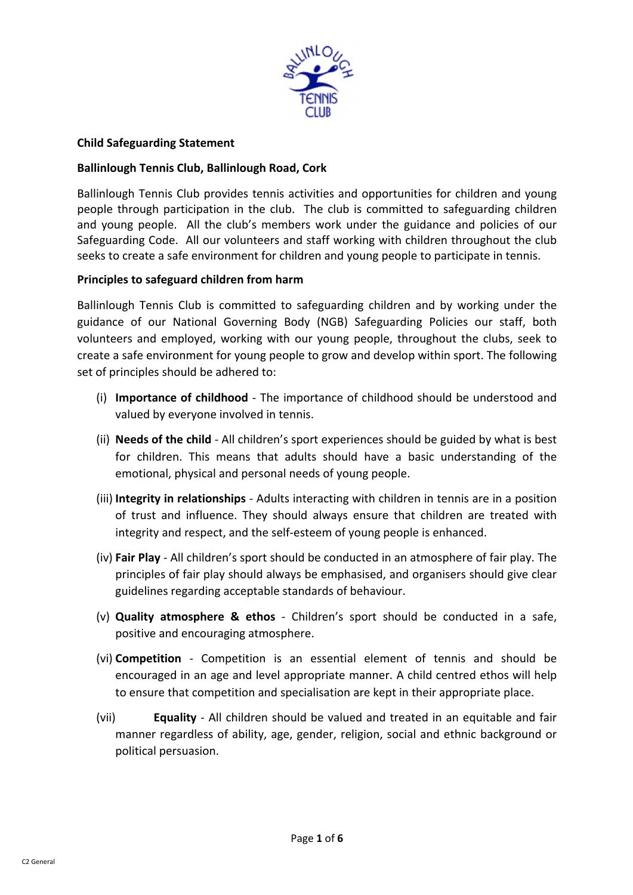**Child Safeguarding Statement**

**Ballinlough Tennis Club, Ballinlough Road, Cork**

Ballinlough Tennis Club provides tennis activities and opportunities for children and young people through participation in the club. The club is committed to safeguarding children and young people. All the club's members work under the guidance and policies of our Safeguarding Code. All our volunteers and staff working with children throughout the club seeks to create a safe environment for children and young people to participate in tennis.

**Principles to safeguard children from harm**

Ballinlough Tennis Club is committed to safeguarding children and by working under the guidance of our National Governing Body (NGB) Safeguarding Policies our staff, both volunteers and employed, working with our young people, throughout the clubs, seek to create a safe environment for young people to grow and develop within sport. The following set of principles should be adhered to:

(i) **Importance of childhood** - The importance of childhood should be understood and valued by everyone involved in tennis.

(ii) **Needs of the child** - All children's sport experiences should be guided by what is best for children. This means that adults should have a basic understanding of the emotional, physical and personal needs of young people.

(iii) **Integrity in relationships** - Adults interacting with children in tennis are in a position of trust and influence. They should always ensure that children are treated with integrity and respect, and the self-esteem of young people is enhanced.

(iv) **Fair Play** - All children's sport should be conducted in an atmosphere of fair play. The principles of fair play should always be emphasised, and organisers should give clear guidelines regarding acceptable standards of behaviour.

(v) **Quality atmosphere & ethos** - Children's sport should be conducted in a safe, positive and encouraging atmosphere.

(vi) **Competition** - Competition is an essential element of tennis and should be encouraged in an age and level appropriate manner. A child centred ethos will help to ensure that competition and specialisation are kept in their appropriate place.

(vii) **Equality** - All children should be valued and treated in an equitable and fair manner regardless of ability, age, gender, religion, social and ethnic background or political persuasion.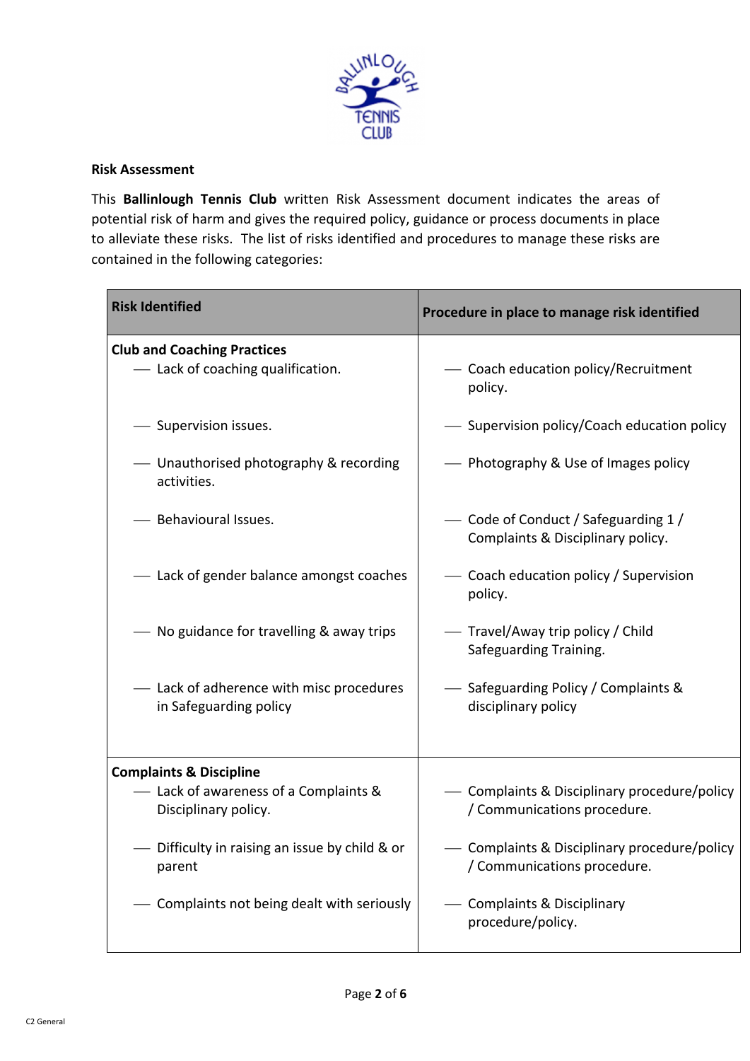**Risk Assessment**

This **Ballinlough Tennis Club** written Risk Assessment document indicates the areas of potential risk of harm and gives the required policy, guidance or process documents in place to alleviate these risks. The list of risks identified and procedures to manage these risks are contained in the following categories:

| Risk Identified | Procedure in place to manage risk identified |
| --- | --- |
| **Club and Coaching Practices** | |
| — Lack of coaching qualification. | — Coach education policy/Recruitment policy. |
| — Supervision issues. | — Supervision policy/Coach education policy |
| — Unauthorised photography & recording activities. | — Photography & Use of Images policy |
| — Behavioural Issues. | — Code of Conduct / Safeguarding 1 / Complaints & Disciplinary policy. |
| — Lack of gender balance amongst coaches | — Coach education policy / Supervision policy. |
| — No guidance for travelling & away trips | — Travel/Away trip policy / Child Safeguarding Training. |
| — Lack of adherence with misc procedures in Safeguarding policy | — Safeguarding Policy / Complaints & disciplinary policy |
| **Complaints & Discipline** | |
| — Lack of awareness of a Complaints & Disciplinary policy. | — Complaints & Disciplinary procedure/policy / Communications procedure. |
| — Difficulty in raising an issue by child & or parent | — Complaints & Disciplinary procedure/policy / Communications procedure. |
| — Complaints not being dealt with seriously | — Complaints & Disciplinary procedure/policy. |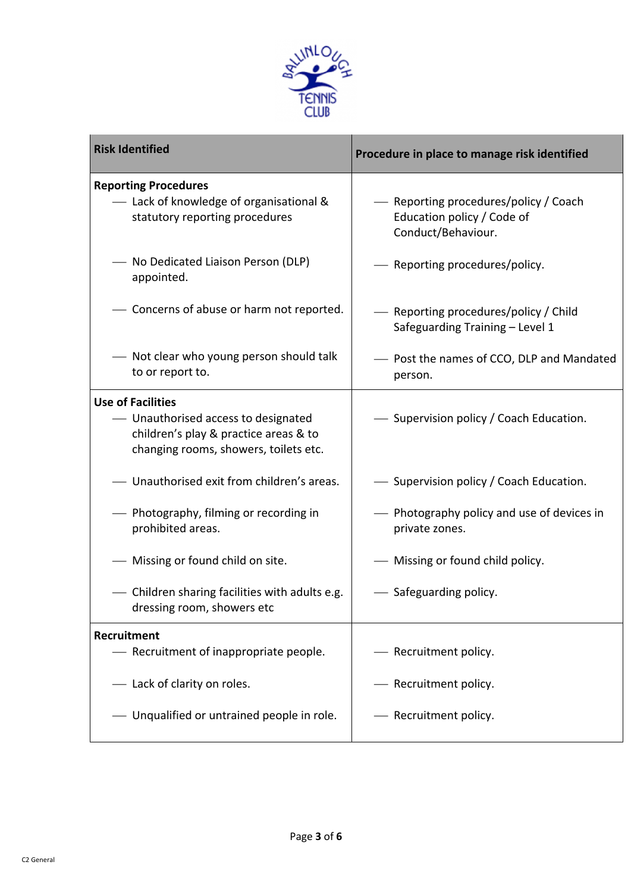| Risk Identified | Procedure in place to manage risk identified |
|---|---|
| **Reporting Procedures** | |
| — Lack of knowledge of organisational & statutory reporting procedures | — Reporting procedures/policy / Coach Education policy / Code of Conduct/Behaviour. |
| — No Dedicated Liaison Person (DLP) appointed. | — Reporting procedures/policy. |
| — Concerns of abuse or harm not reported. | — Reporting procedures/policy / Child Safeguarding Training – Level 1 |
| — Not clear who young person should talk to or report to. | — Post the names of CCO, DLP and Mandated person. |
| **Use of Facilities** | |
| — Unauthorised access to designated children's play & practice areas & to changing rooms, showers, toilets etc. | — Supervision policy / Coach Education. |
| — Unauthorised exit from children's areas. | — Supervision policy / Coach Education. |
| — Photography, filming or recording in prohibited areas. | — Photography policy and use of devices in private zones. |
| — Missing or found child on site. | — Missing or found child policy. |
| — Children sharing facilities with adults e.g. dressing room, showers etc | — Safeguarding policy. |
| **Recruitment** | |
| — Recruitment of inappropriate people. | — Recruitment policy. |
| — Lack of clarity on roles. | — Recruitment policy. |
| — Unqualified or untrained people in role. | — Recruitment policy. |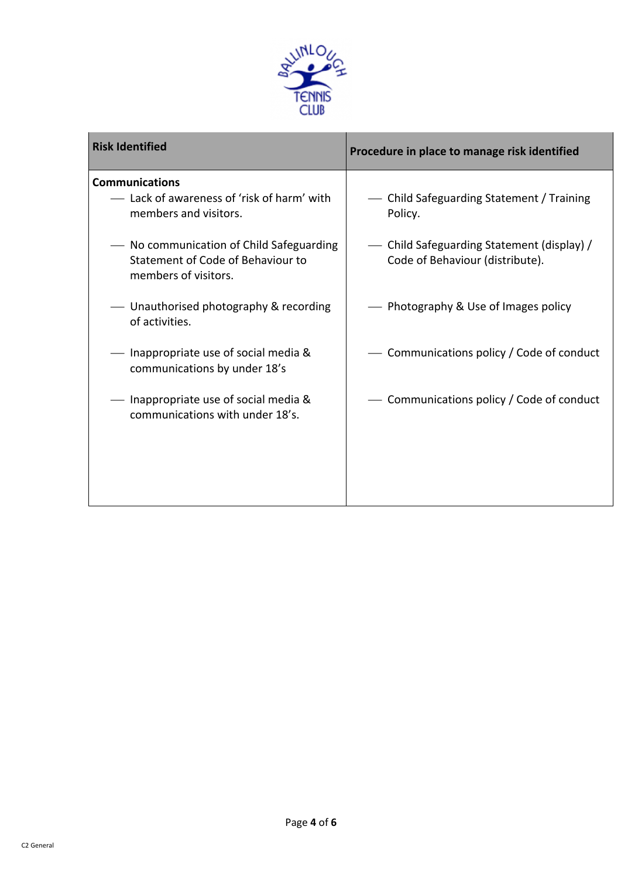| Risk Identified | Procedure in place to manage risk identified |
|---|---|
| **Communications**<br>— Lack of awareness of 'risk of harm' with members and visitors.<br>— No communication of Child Safeguarding Statement of Code of Behaviour to members of visitors.<br>— Unauthorised photography & recording of activities.<br>— Inappropriate use of social media & communications by under 18's<br>— Inappropriate use of social media & communications with under 18's. | — Child Safeguarding Statement / Training Policy.<br>— Child Safeguarding Statement (display) / Code of Behaviour (distribute).<br>— Photography & Use of Images policy<br>— Communications policy / Code of conduct<br>— Communications policy / Code of conduct |

C2 General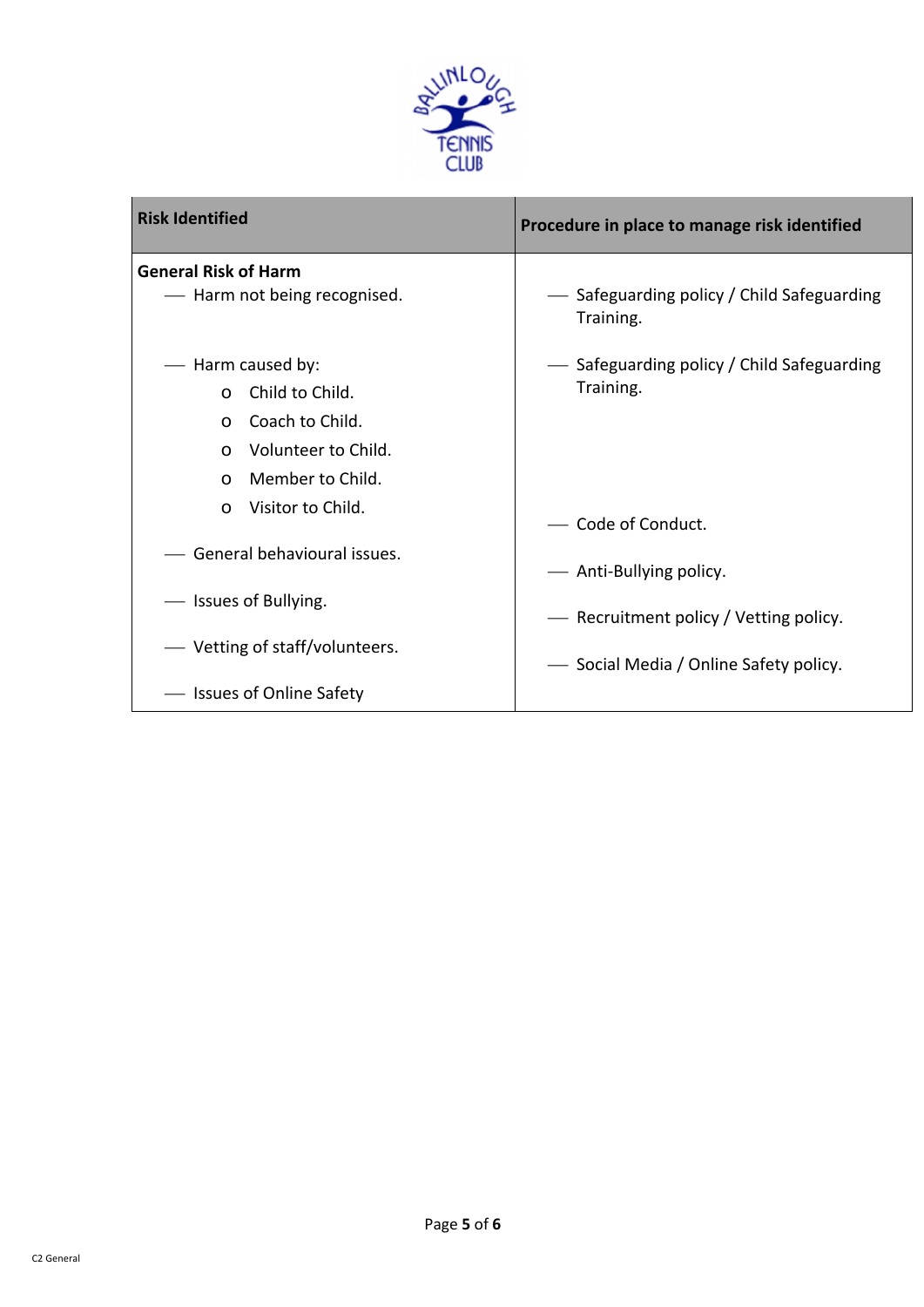| Risk Identified | Procedure in place to manage risk identified |
| --- | --- |
| **General Risk of Harm**<br>— Harm not being recognised. | — Safeguarding policy / Child Safeguarding Training. |
| — Harm caused by:<br>o Child to Child.<br>o Coach to Child.<br>o Volunteer to Child.<br>o Member to Child.<br>o Visitor to Child. | — Safeguarding policy / Child Safeguarding Training. |
| — General behavioural issues. | — Code of Conduct. |
| — Issues of Bullying. | — Anti-Bullying policy. |
| — Vetting of staff/volunteers. | — Recruitment policy / Vetting policy. |
| — Issues of Online Safety | — Social Media / Online Safety policy. |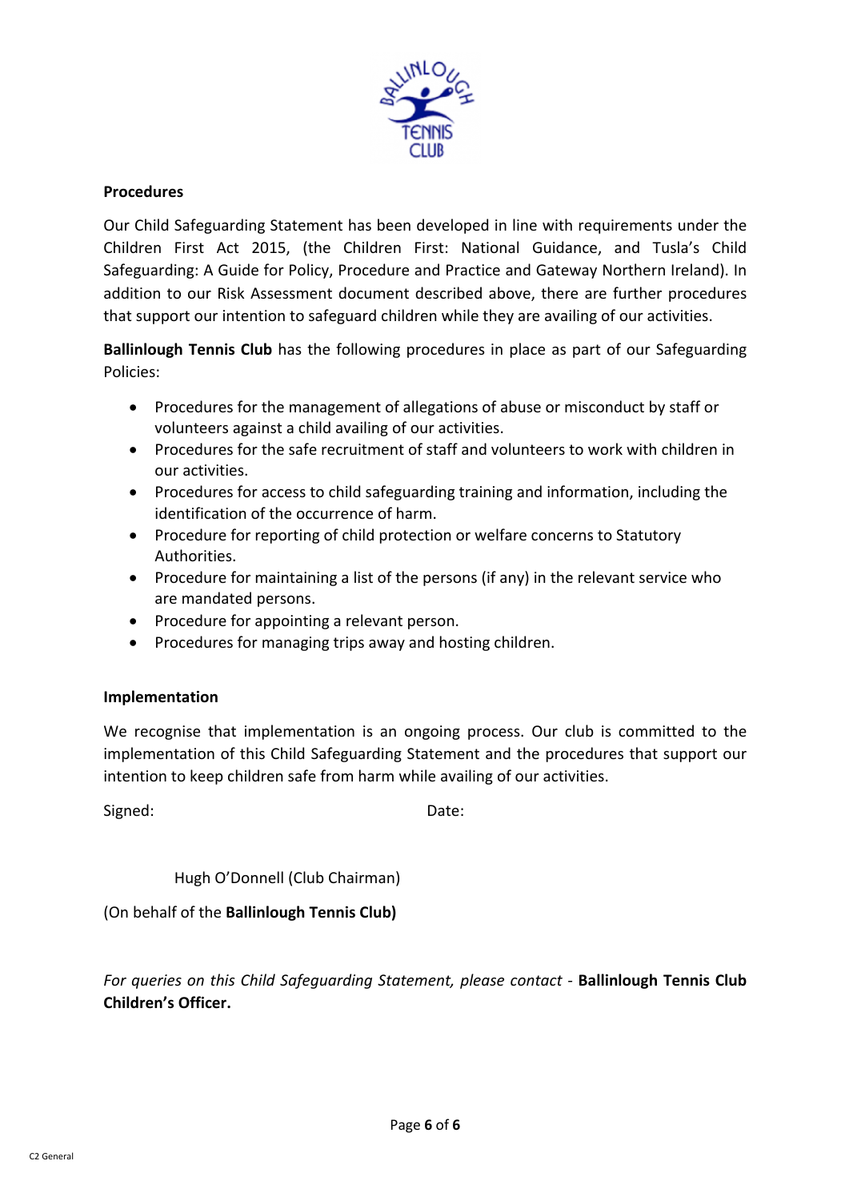**Procedures**

Our Child Safeguarding Statement has been developed in line with requirements under the Children First Act 2015, (the Children First: National Guidance, and Tusla's Child Safeguarding: A Guide for Policy, Procedure and Practice and Gateway Northern Ireland). In addition to our Risk Assessment document described above, there are further procedures that support our intention to safeguard children while they are availing of our activities.

**Ballinlough Tennis Club** has the following procedures in place as part of our Safeguarding Policies:

- Procedures for the management of allegations of abuse or misconduct by staff or volunteers against a child availing of our activities.
- Procedures for the safe recruitment of staff and volunteers to work with children in our activities.
- Procedures for access to child safeguarding training and information, including the identification of the occurrence of harm.
- Procedure for reporting of child protection or welfare concerns to Statutory Authorities.
- Procedure for maintaining a list of the persons (if any) in the relevant service who are mandated persons.
- Procedure for appointing a relevant person.
- Procedures for managing trips away and hosting children.

**Implementation**

We recognise that implementation is an ongoing process. Our club is committed to the implementation of this Child Safeguarding Statement and the procedures that support our intention to keep children safe from harm while availing of our activities.

Signed: Date:

Hugh O'Donnell (Club Chairman)

(On behalf of the **Ballinlough Tennis Club)**

*For queries on this Child Safeguarding Statement, please contact -* **Ballinlough Tennis Club Children's Officer.**